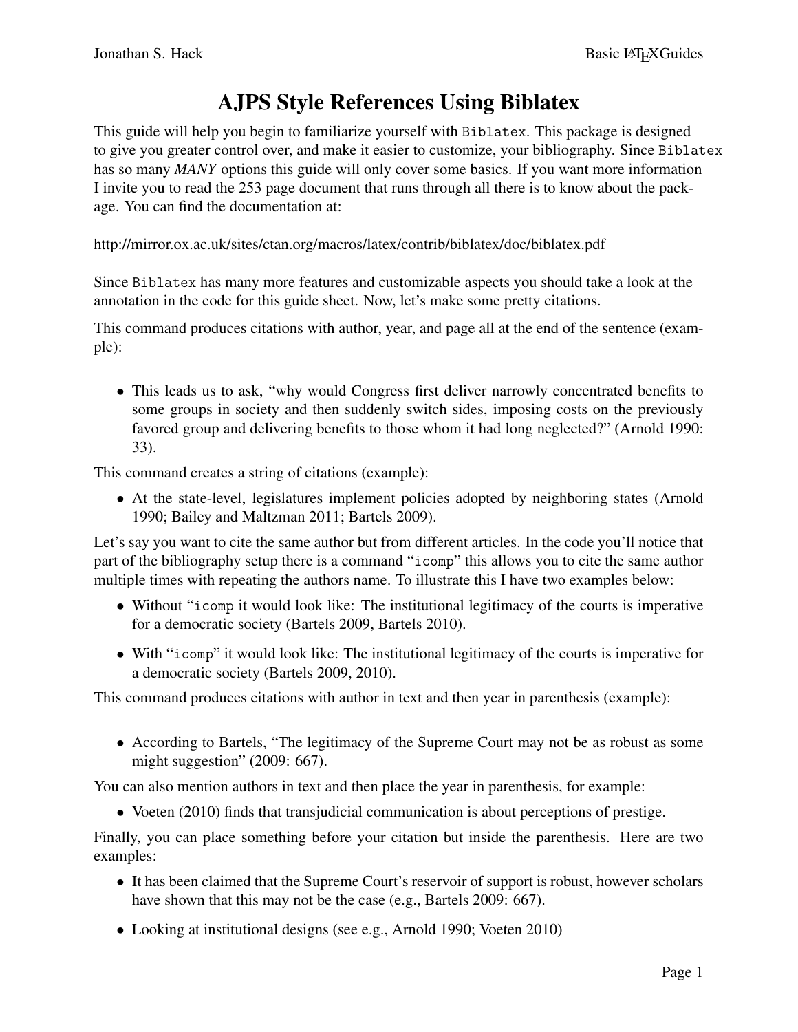#### AJPS Style References Using Biblatex

This guide will help you begin to familiarize yourself with `Biblatex`. This package is designed to give you greater control over, and make it easier to customize, your bibliography. Since `Biblatex` has so many *MANY* options this guide will only cover some basics. If you want more information I invite you to read the 253 page document that runs through all there is to know about the package. You can find the documentation at:

http://mirror.ox.ac.uk/sites/ctan.org/macros/latex/contrib/biblatex/doc/biblatex.pdf

Since `Biblatex` has many more features and customizable aspects you should take a look at the annotation in the code for this guide sheet. Now, let's make some pretty citations.

This command produces citations with author, year, and page all at the end of the sentence (example):

- This leads us to ask, "why would Congress first deliver narrowly concentrated benefits to some groups in society and then suddenly switch sides, imposing costs on the previously favored group and delivering benefits to those whom it had long neglected?" (Arnold 1990: 33).

This command creates a string of citations (example):

- At the state-level, legislatures implement policies adopted by neighboring states (Arnold 1990; Bailey and Maltzman 2011; Bartels 2009).

Let's say you want to cite the same author but from different articles. In the code you'll notice that part of the bibliography setup there is a command "`icomp`" this allows you to cite the same author multiple times with repeating the authors name. To illustrate this I have two examples below:

- Without "`icomp` it would look like: The institutional legitimacy of the courts is imperative for a democratic society (Bartels 2009, Bartels 2010).
- With "`icomp`" it would look like: The institutional legitimacy of the courts is imperative for a democratic society (Bartels 2009, 2010).

This command produces citations with author in text and then year in parenthesis (example):

- According to Bartels, "The legitimacy of the Supreme Court may not be as robust as some might suggestion" (2009: 667).

You can also mention authors in text and then place the year in parenthesis, for example:

- Voeten (2010) finds that transjudicial communication is about perceptions of prestige.

Finally, you can place something before your citation but inside the parenthesis. Here are two examples:

- It has been claimed that the Supreme Court's reservoir of support is robust, however scholars have shown that this may not be the case (e.g., Bartels 2009: 667).
- Looking at institutional designs (see e.g., Arnold 1990; Voeten 2010)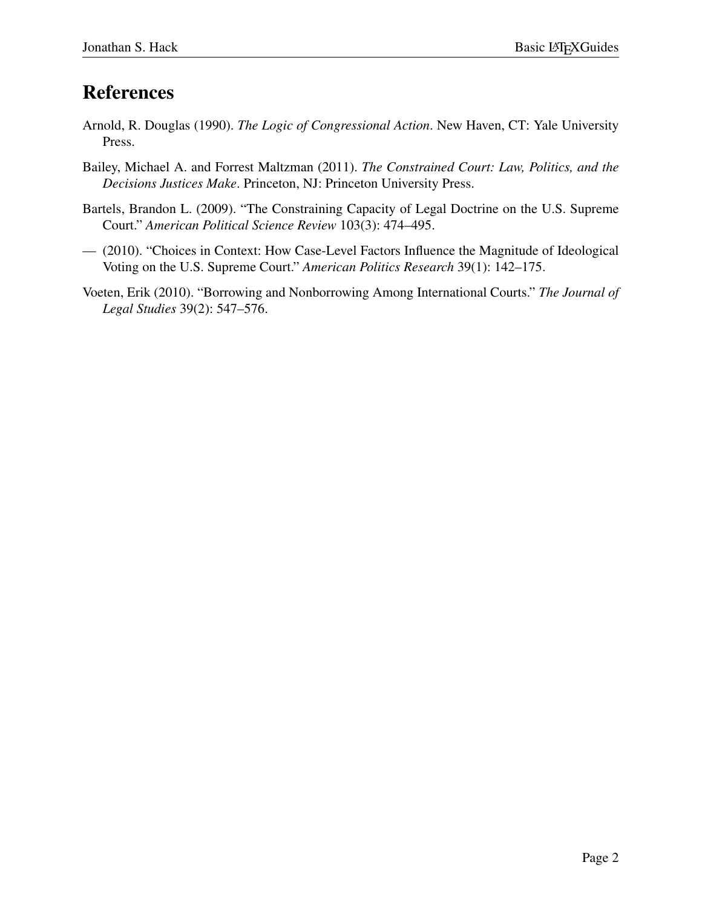# References

Arnold, R. Douglas (1990). *The Logic of Congressional Action*. New Haven, CT: Yale University Press.

Bailey, Michael A. and Forrest Maltzman (2011). *The Constrained Court: Law, Politics, and the Decisions Justices Make*. Princeton, NJ: Princeton University Press.

Bartels, Brandon L. (2009). "The Constraining Capacity of Legal Doctrine on the U.S. Supreme Court." *American Political Science Review* 103(3): 474–495.

— (2010). "Choices in Context: How Case-Level Factors Influence the Magnitude of Ideological Voting on the U.S. Supreme Court." *American Politics Research* 39(1): 142–175.

Voeten, Erik (2010). "Borrowing and Nonborrowing Among International Courts." *The Journal of Legal Studies* 39(2): 547–576.